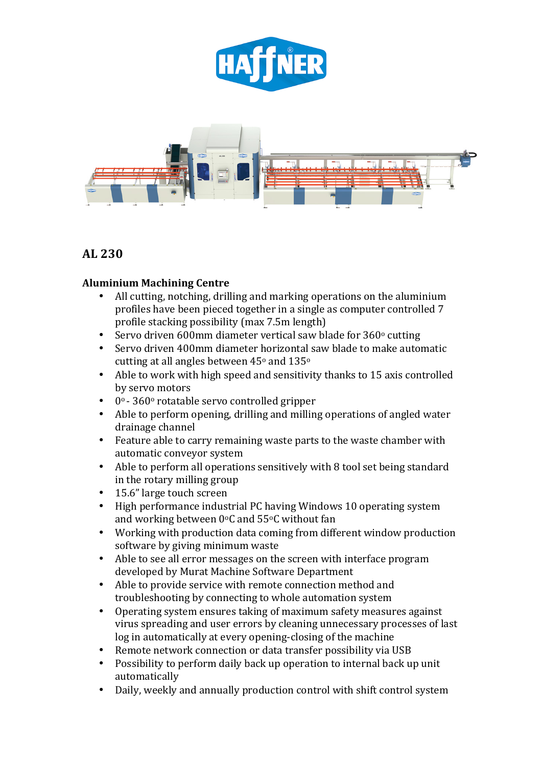HAFFNER®

## AL 230

### Aluminium Machining Centre

- All cutting, notching, drilling and marking operations on the aluminium profiles have been pieced together in a single as computer controlled 7 profile stacking possibility (max 7.5m length)
- Servo driven 600mm diameter vertical saw blade for 360° cutting
- Servo driven 400mm diameter horizontal saw blade to make automatic cutting at all angles between 45° and 135°
- Able to work with high speed and sensitivity thanks to 15 axis controlled by servo motors
- 0° - 360° rotatable servo controlled gripper
- Able to perform opening, drilling and milling operations of angled water drainage channel
- Feature able to carry remaining waste parts to the waste chamber with automatic conveyor system
- Able to perform all operations sensitively with 8 tool set being standard in the rotary milling group
- 15.6" large touch screen
- High performance industrial PC having Windows 10 operating system and working between 0°C and 55°C without fan
- Working with production data coming from different window production software by giving minimum waste
- Able to see all error messages on the screen with interface program developed by Murat Machine Software Department
- Able to provide service with remote connection method and troubleshooting by connecting to whole automation system
- Operating system ensures taking of maximum safety measures against virus spreading and user errors by cleaning unnecessary processes of last log in automatically at every opening-closing of the machine
- Remote network connection or data transfer possibility via USB
- Possibility to perform daily back up operation to internal back up unit automatically
- Daily, weekly and annually production control with shift control system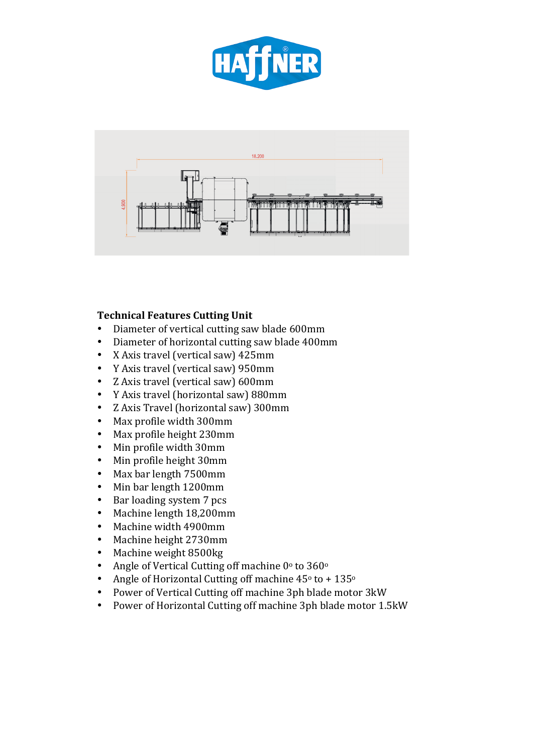**Technical Features Cutting Unit**

- Diameter of vertical cutting saw blade 600mm
- Diameter of horizontal cutting saw blade 400mm
- X Axis travel (vertical saw) 425mm
- Y Axis travel (vertical saw) 950mm
- Z Axis travel (vertical saw) 600mm
- Y Axis travel (horizontal saw) 880mm
- Z Axis Travel (horizontal saw) 300mm
- Max profile width 300mm
- Max profile height 230mm
- Min profile width 30mm
- Min profile height 30mm
- Max bar length 7500mm
- Min bar length 1200mm
- Bar loading system 7 pcs
- Machine length 18,200mm
- Machine width 4900mm
- Machine height 2730mm
- Machine weight 8500kg
- Angle of Vertical Cutting off machine $0^{o}$ to $360^{o}$
- Angle of Horizontal Cutting off machine $45^{o}$ to + $135^{o}$
- Power of Vertical Cutting off machine 3ph blade motor 3kW
- Power of Horizontal Cutting off machine 3ph blade motor 1.5kW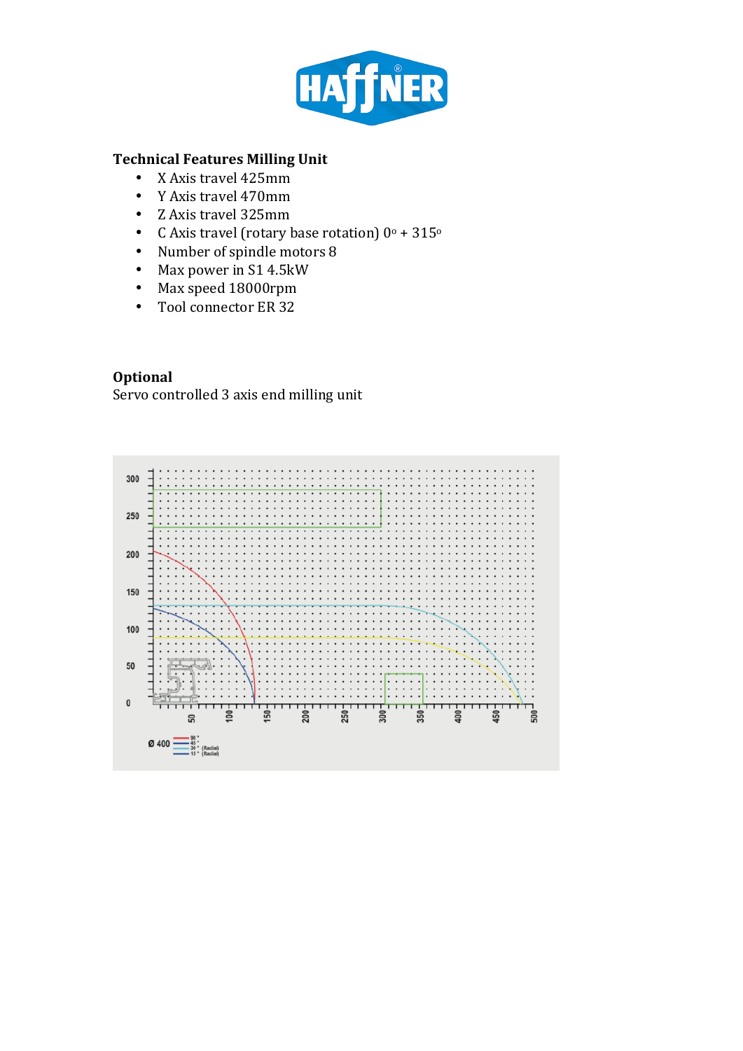## Technical Features Milling Unit

- X Axis travel 425mm
- Y Axis travel 470mm
- Z Axis travel 325mm
- C Axis travel (rotary base rotation) 0º + 315º
- Number of spindle motors 8
- Max power in S1 4.5kW
- Max speed 18000rpm
- Tool connector ER 32

## Optional

Servo controlled 3 axis end milling unit

300
250
200
150
100
50
0
50
100
150
200
250
300
350
400
450
500

Ø 400
90 °
45 °
30 ° (Radial)
15 ° (Radial)